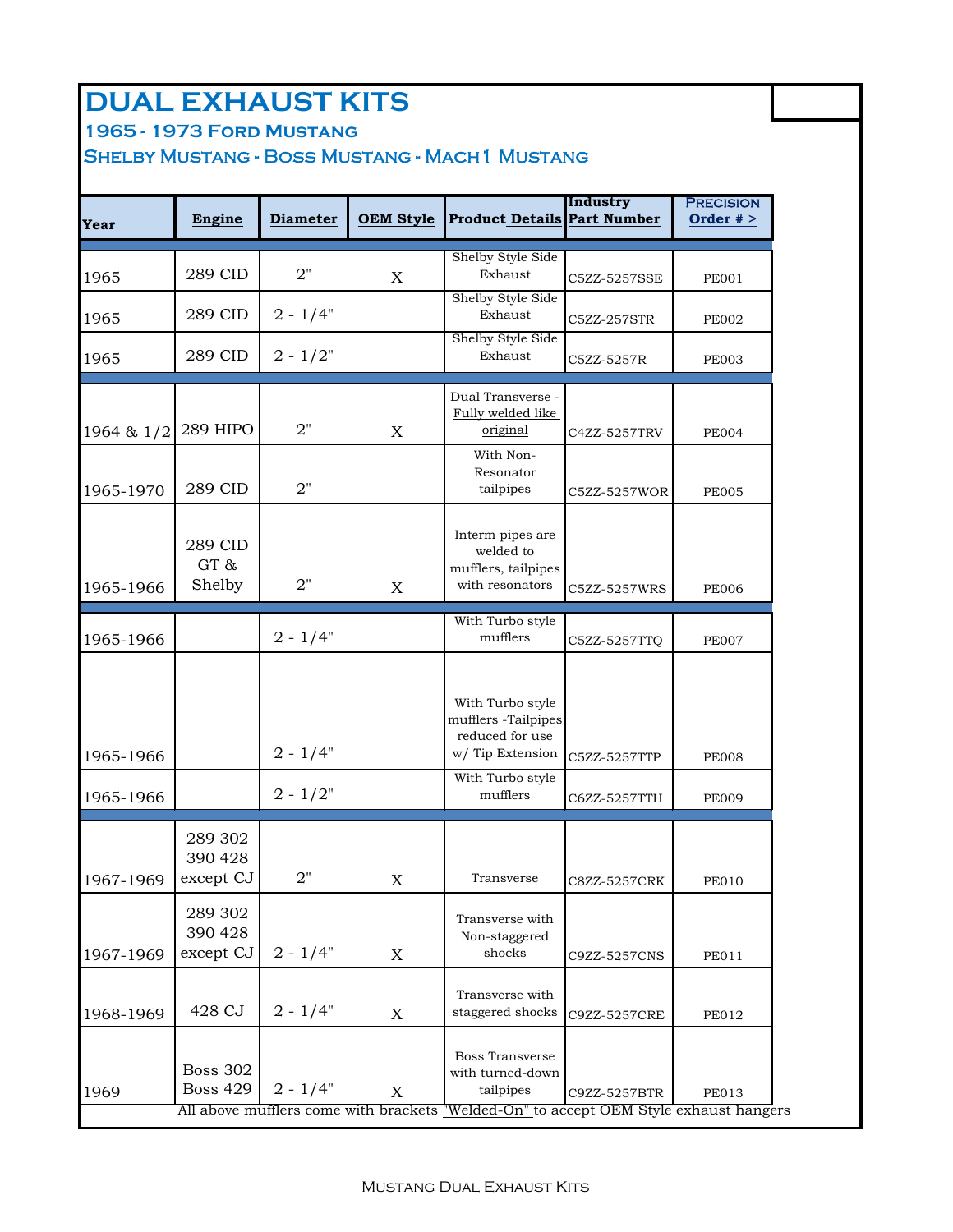# DUAL EXHAUST KITS

## 1965 - 1973 Ford Mustang

## Shelby Mustang - Boss Mustang - Mach 1 Mustang

| Year | Engine | Diameter | OEM Style | Product Details | Industry Part Number | Precision Order # > |
|---|---|---|---|---|---|---|
| 1965 | 289 CID | 2" | X | Shelby Style Side Exhaust | C5ZZ-5257SSE | PE001 |
| 1965 | 289 CID | 2 - 1/4" | | Shelby Style Side Exhaust | C5ZZ-257STR | PE002 |
| 1965 | 289 CID | 2 - 1/2" | | Shelby Style Side Exhaust | C5ZZ-5257R | PE003 |
| 1964 & 1/2 | 289 HIPO | 2" | X | Dual Transverse - Fully welded like original | C4ZZ-5257TRV | PE004 |
| 1965-1970 | 289 CID | 2" | | With Non-Resonator tailpipes | C5ZZ-5257WOR | PE005 |
| 1965-1966 | 289 CID GT & Shelby | 2" | X | Interm pipes are welded to mufflers, tailpipes with resonators | C5ZZ-5257WRS | PE006 |
| 1965-1966 | | 2 - 1/4" | | With Turbo style mufflers | C5ZZ-5257TTQ | PE007 |
| 1965-1966 | | 2 - 1/4" | | With Turbo style mufflers -Tailpipes reduced for use w/ Tip Extension | C5ZZ-5257TTP | PE008 |
| 1965-1966 | | 2 - 1/2" | | With Turbo style mufflers | C6ZZ-5257TTH | PE009 |
| 1967-1969 | 289 302 390 428 except CJ | 2" | X | Transverse | C8ZZ-5257CRK | PE010 |
| 1967-1969 | 289 302 390 428 except CJ | 2 - 1/4" | X | Transverse with Non-staggered shocks | C9ZZ-5257CNS | PE011 |
| 1968-1969 | 428 CJ | 2 - 1/4" | X | Transverse with staggered shocks | C9ZZ-5257CRE | PE012 |
| 1969 | Boss 302 Boss 429 | 2 - 1/4" | X | Boss Transverse with turned-down tailpipes | C9ZZ-5257BTR | PE013 |

All above mufflers come with brackets "Welded-On" to accept OEM Style exhaust hangers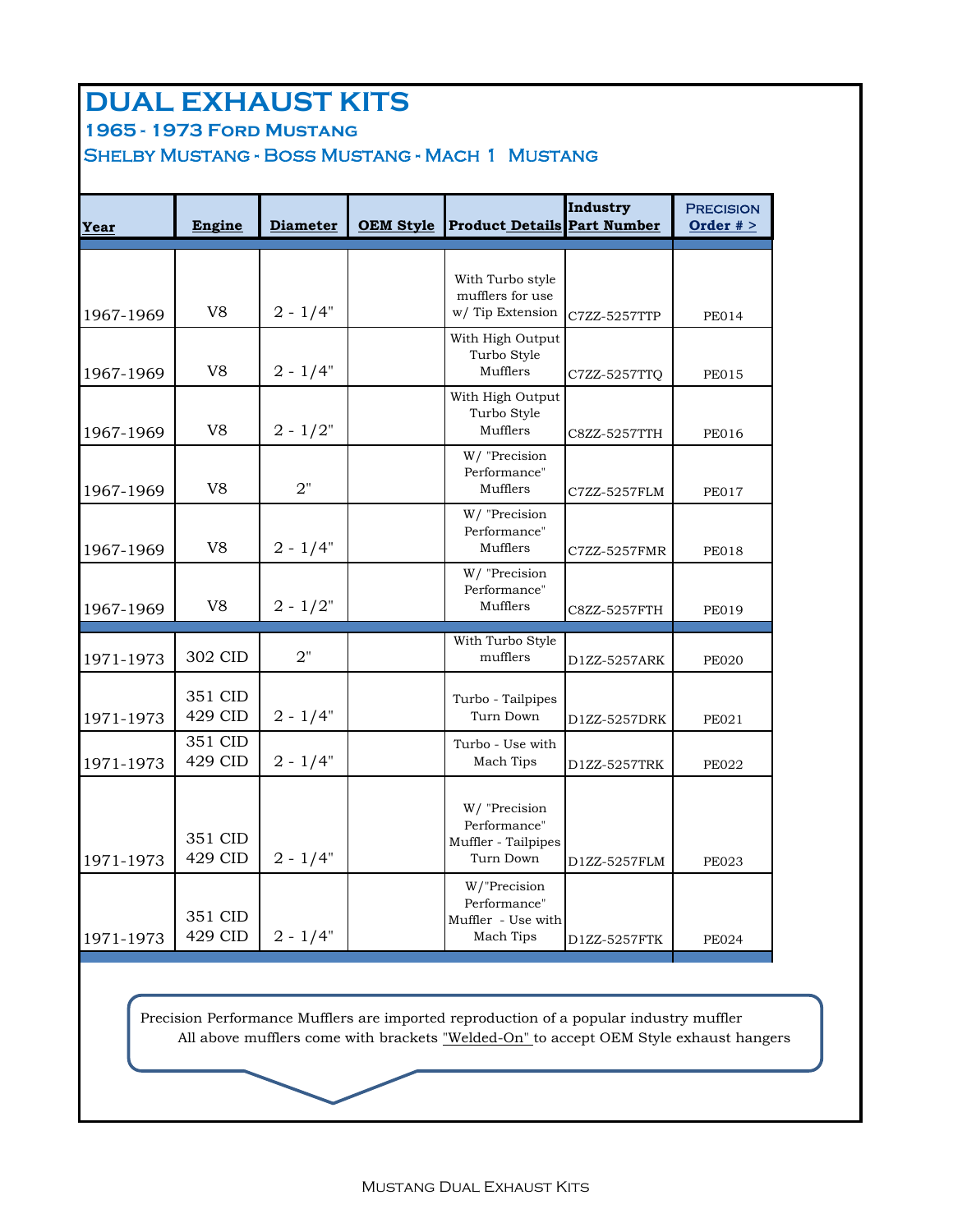# DUAL EXHAUST KITS

## 1965 - 1973 Ford Mustang

### Shelby Mustang - Boss Mustang - Mach 1 Mustang

| Year | Engine | Diameter | OEM Style | Product Details | Industry Part Number | Precision Order # > |
|---|---|---|---|---|---|---|
| 1967-1969 | V8 | 2 - 1/4" | | With Turbo style mufflers for use w/ Tip Extension | C7ZZ-5257TTP | PE014 |
| 1967-1969 | V8 | 2 - 1/4" | | With High Output Turbo Style Mufflers | C7ZZ-5257TTQ | PE015 |
| 1967-1969 | V8 | 2 - 1/2" | | With High Output Turbo Style Mufflers | C8ZZ-5257TTH | PE016 |
| 1967-1969 | V8 | 2" | | W/ "Precision Performance" Mufflers | C7ZZ-5257FLM | PE017 |
| 1967-1969 | V8 | 2 - 1/4" | | W/ "Precision Performance" Mufflers | C7ZZ-5257FMR | PE018 |
| 1967-1969 | V8 | 2 - 1/2" | | W/ "Precision Performance" Mufflers | C8ZZ-5257FTH | PE019 |
| 1971-1973 | 302 CID | 2" | | With Turbo Style mufflers | D1ZZ-5257ARK | PE020 |
| 1971-1973 | 351 CID 429 CID | 2 - 1/4" | | Turbo - Tailpipes Turn Down | D1ZZ-5257DRK | PE021 |
| 1971-1973 | 351 CID 429 CID | 2 - 1/4" | | Turbo - Use with Mach Tips | D1ZZ-5257TRK | PE022 |
| 1971-1973 | 351 CID 429 CID | 2 - 1/4" | | W/ "Precision Performance" Muffler - Tailpipes Turn Down | D1ZZ-5257FLM | PE023 |
| 1971-1973 | 351 CID 429 CID | 2 - 1/4" | | W/"Precision Performance" Muffler - Use with Mach Tips | D1ZZ-5257FTK | PE024 |

Precision Performance Mufflers are imported reproduction of a popular industry muffler
All above mufflers come with brackets "Welded-On" to accept OEM Style exhaust hangers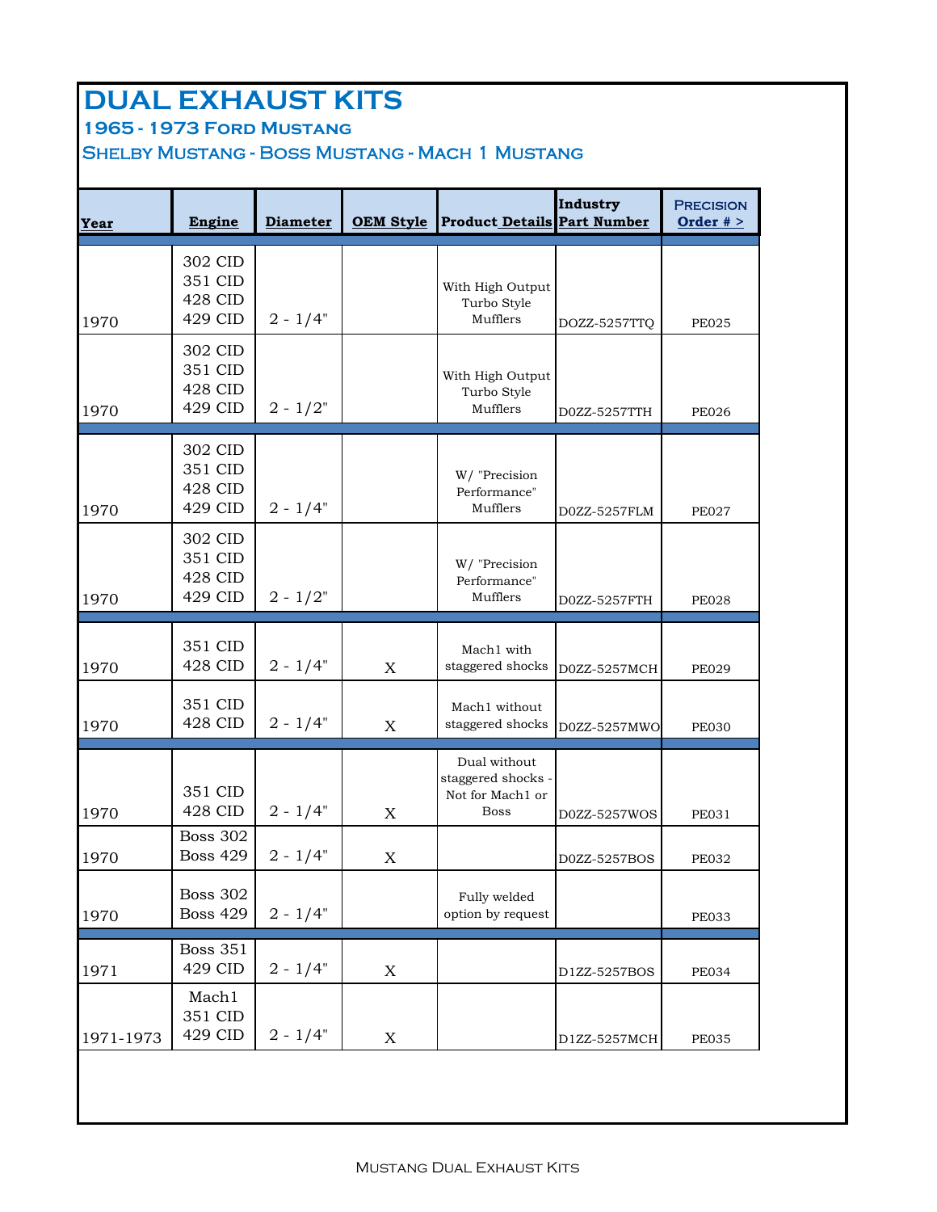# DUAL EXHAUST KITS

## 1965 - 1973 Ford Mustang

### Shelby Mustang - Boss Mustang - Mach 1 Mustang

| Year | Engine | Diameter | OEM Style | Product Details | Industry Part Number | Precision Order # > |
|---|---|---|---|---|---|---|
| 1970 | 302 CID 351 CID 428 CID 429 CID | 2 - 1/4" | | With High Output Turbo Style Mufflers | DOZZ-5257TTQ | PE025 |
| 1970 | 302 CID 351 CID 428 CID 429 CID | 2 - 1/2" | | With High Output Turbo Style Mufflers | D0ZZ-5257TTH | PE026 |
| 1970 | 302 CID 351 CID 428 CID 429 CID | 2 - 1/4" | | W/ "Precision Performance" Mufflers | D0ZZ-5257FLM | PE027 |
| 1970 | 302 CID 351 CID 428 CID 429 CID | 2 - 1/2" | | W/ "Precision Performance" Mufflers | D0ZZ-5257FTH | PE028 |
| 1970 | 351 CID 428 CID | 2 - 1/4" | X | Mach1 with staggered shocks | D0ZZ-5257MCH | PE029 |
| 1970 | 351 CID 428 CID | 2 - 1/4" | X | Mach1 without staggered shocks | D0ZZ-5257MWO | PE030 |
| 1970 | 351 CID 428 CID | 2 - 1/4" | X | Dual without staggered shocks - Not for Mach1 or Boss | D0ZZ-5257WOS | PE031 |
| 1970 | Boss 302 Boss 429 | 2 - 1/4" | X | | D0ZZ-5257BOS | PE032 |
| 1970 | Boss 302 Boss 429 | 2 - 1/4" | | Fully welded option by request | | PE033 |
| 1971 | Boss 351 429 CID | 2 - 1/4" | X | | D1ZZ-5257BOS | PE034 |
| 1971-1973 | Mach1 351 CID 429 CID | 2 - 1/4" | X | | D1ZZ-5257MCH | PE035 |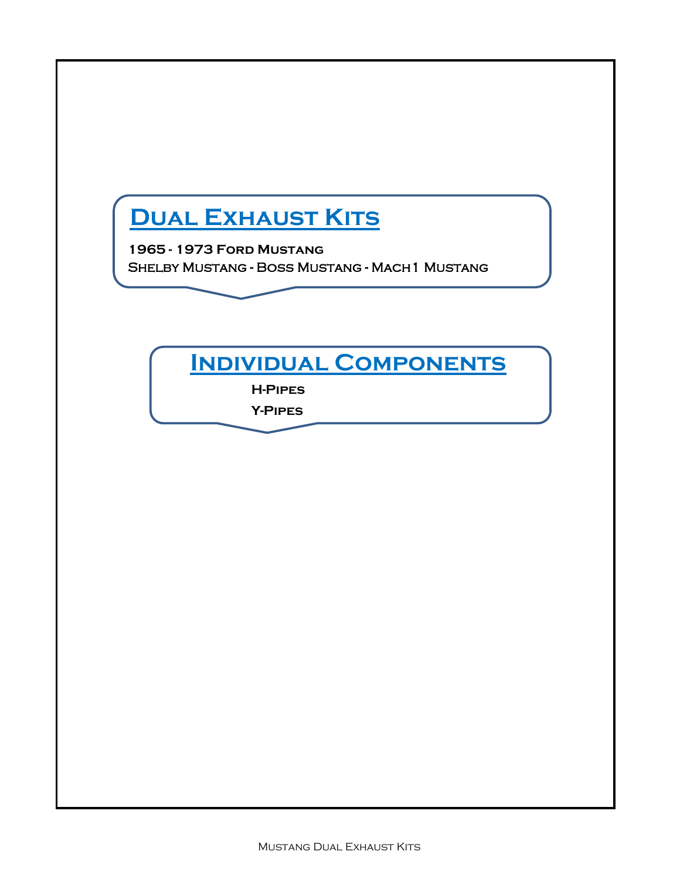## Dual Exhaust Kits

**1965 - 1973 Ford Mustang**

Shelby Mustang - Boss Mustang - Mach 1 Mustang

## Individual Components

**H-Pipes**

**Y-Pipes**